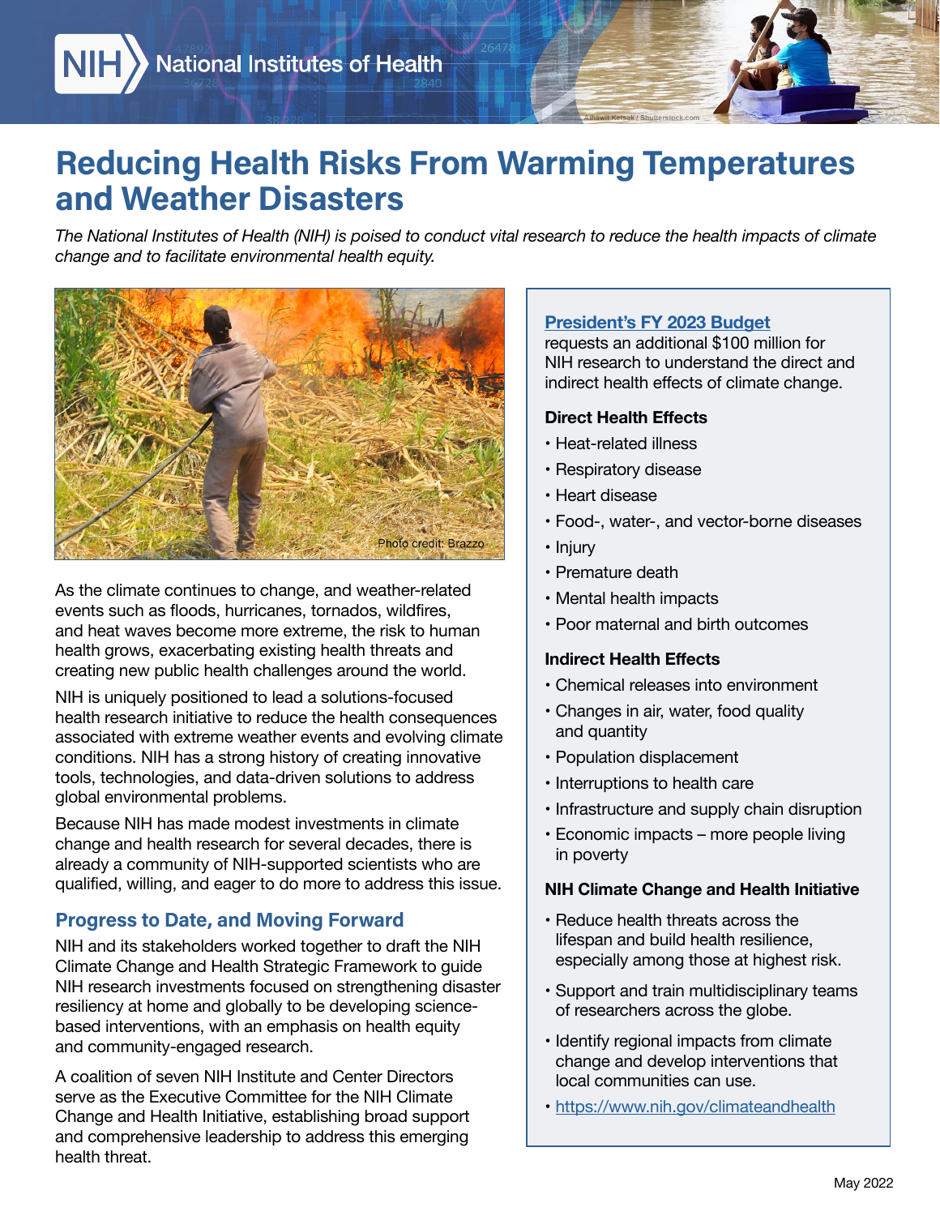# Reducing Health Risks From Warming Temperatures and Weather Disasters

*The National Institutes of Health (NIH) is poised to conduct vital research to reduce the health impacts of climate change and to facilitate environmental health equity.*

Photo credit: Brazzo

As the climate continues to change, and weather-related events such as floods, hurricanes, tornados, wildfires, and heat waves become more extreme, the risk to human health grows, exacerbating existing health threats and creating new public health challenges around the world.

NIH is uniquely positioned to lead a solutions-focused health research initiative to reduce the health consequences associated with extreme weather events and evolving climate conditions. NIH has a strong history of creating innovative tools, technologies, and data-driven solutions to address global environmental problems.

Because NIH has made modest investments in climate change and health research for several decades, there is already a community of NIH-supported scientists who are qualified, willing, and eager to do more to address this issue.

## Progress to Date, and Moving Forward

NIH and its stakeholders worked together to draft the NIH Climate Change and Health Strategic Framework to guide NIH research investments focused on strengthening disaster resiliency at home and globally to be developing science-based interventions, with an emphasis on health equity and community-engaged research.

A coalition of seven NIH Institute and Center Directors serve as the Executive Committee for the NIH Climate Change and Health Initiative, establishing broad support and comprehensive leadership to address this emerging health threat.

**President's FY 2023 Budget** requests an additional $100 million for NIH research to understand the direct and indirect health effects of climate change.

### Direct Health Effects

- Heat-related illness
- Respiratory disease
- Heart disease
- Food-, water-, and vector-borne diseases
- Injury
- Premature death
- Mental health impacts
- Poor maternal and birth outcomes

### Indirect Health Effects

- Chemical releases into environment
- Changes in air, water, food quality and quantity
- Population displacement
- Interruptions to health care
- Infrastructure and supply chain disruption
- Economic impacts – more people living in poverty

### NIH Climate Change and Health Initiative

- Reduce health threats across the lifespan and build health resilience, especially among those at highest risk.
- Support and train multidisciplinary teams of researchers across the globe.
- Identify regional impacts from climate change and develop interventions that local communities can use.
- https://www.nih.gov/climateandhealth

May 2022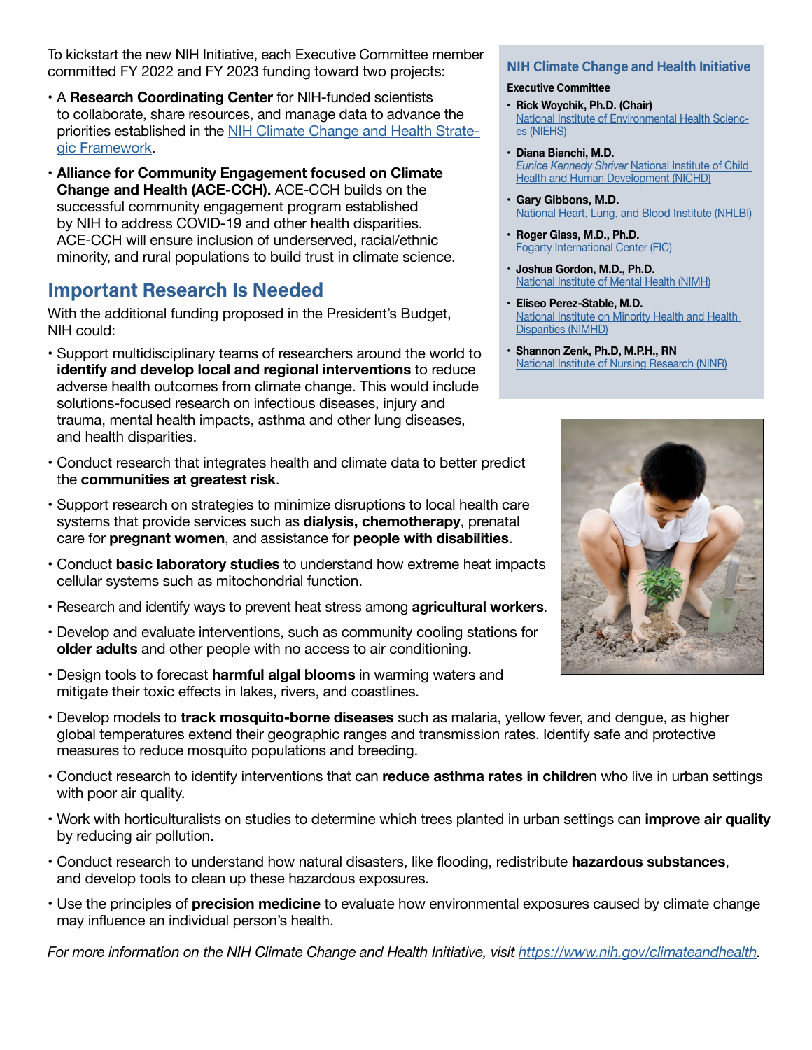To kickstart the new NIH Initiative, each Executive Committee member committed FY 2022 and FY 2023 funding toward two projects:

- A **Research Coordinating Center** for NIH-funded scientists to collaborate, share resources, and manage data to advance the priorities established in the NIH Climate Change and Health Strategic Framework.
- **Alliance for Community Engagement focused on Climate Change and Health (ACE-CCH).** ACE-CCH builds on the successful community engagement program established by NIH to address COVID-19 and other health disparities. ACE-CCH will ensure inclusion of underserved, racial/ethnic minority, and rural populations to build trust in climate science.

## NIH Climate Change and Health Initiative

**Executive Committee**

- **Rick Woychik, Ph.D. (Chair)**
  National Institute of Environmental Health Sciences (NIEHS)
- **Diana Bianchi, M.D.**
  *Eunice Kennedy Shriver* National Institute of Child Health and Human Development (NICHD)
- **Gary Gibbons, M.D.**
  National Heart, Lung, and Blood Institute (NHLBI)
- **Roger Glass, M.D., Ph.D.**
  Fogarty International Center (FIC)
- **Joshua Gordon, M.D., Ph.D.**
  National Institute of Mental Health (NIMH)
- **Eliseo Perez-Stable, M.D.**
  National Institute on Minority Health and Health Disparities (NIMHD)
- **Shannon Zenk, Ph.D, M.P.H., RN**
  National Institute of Nursing Research (NINR)

## Important Research Is Needed

With the additional funding proposed in the President's Budget, NIH could:

- Support multidisciplinary teams of researchers around the world to **identify and develop local and regional interventions** to reduce adverse health outcomes from climate change. This would include solutions-focused research on infectious diseases, injury and trauma, mental health impacts, asthma and other lung diseases, and health disparities.
- Conduct research that integrates health and climate data to better predict the **communities at greatest risk**.
- Support research on strategies to minimize disruptions to local health care systems that provide services such as **dialysis, chemotherapy**, prenatal care for **pregnant women**, and assistance for **people with disabilities**.
- Conduct **basic laboratory studies** to understand how extreme heat impacts cellular systems such as mitochondrial function.
- Research and identify ways to prevent heat stress among **agricultural workers**.
- Develop and evaluate interventions, such as community cooling stations for **older adults** and other people with no access to air conditioning.
- Design tools to forecast **harmful algal blooms** in warming waters and mitigate their toxic effects in lakes, rivers, and coastlines.
- Develop models to **track mosquito-borne diseases** such as malaria, yellow fever, and dengue, as higher global temperatures extend their geographic ranges and transmission rates. Identify safe and protective measures to reduce mosquito populations and breeding.
- Conduct research to identify interventions that can **reduce asthma rates in childre**n who live in urban settings with poor air quality.
- Work with horticulturalists on studies to determine which trees planted in urban settings can **improve air quality** by reducing air pollution.
- Conduct research to understand how natural disasters, like flooding, redistribute **hazardous substances**, and develop tools to clean up these hazardous exposures.
- Use the principles of **precision medicine** to evaluate how environmental exposures caused by climate change may influence an individual person's health.

*For more information on the NIH Climate Change and Health Initiative, visit https://www.nih.gov/climateandhealth.*